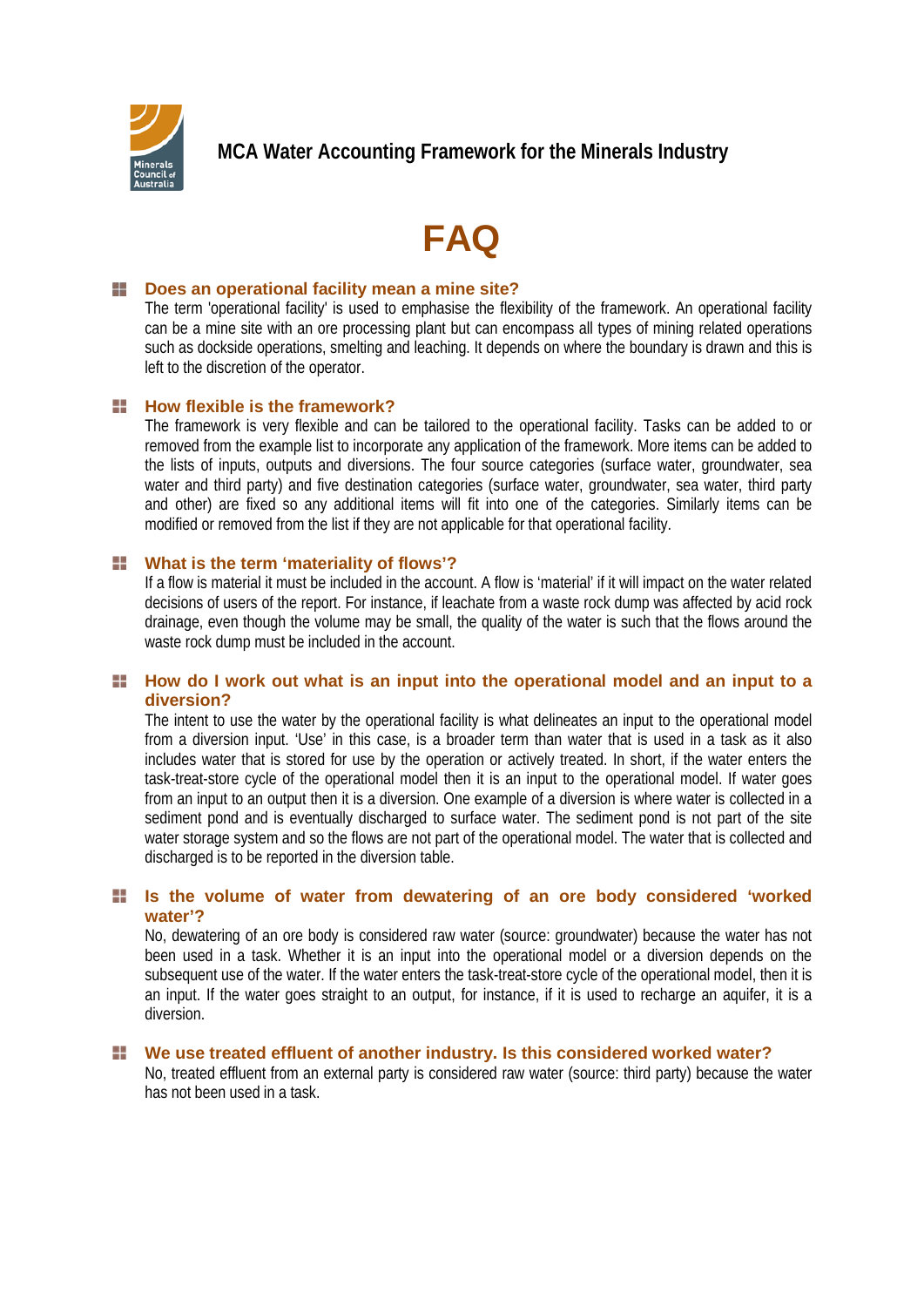**MCA Water Accounting Framework for the Minerals Industry**

# FAQ

## Does an operational facility mean a mine site?

The term 'operational facility' is used to emphasise the flexibility of the framework. An operational facility can be a mine site with an ore processing plant but can encompass all types of mining related operations such as dockside operations, smelting and leaching. It depends on where the boundary is drawn and this is left to the discretion of the operator.

## How flexible is the framework?

The framework is very flexible and can be tailored to the operational facility. Tasks can be added to or removed from the example list to incorporate any application of the framework. More items can be added to the lists of inputs, outputs and diversions. The four source categories (surface water, groundwater, sea water and third party) and five destination categories (surface water, groundwater, sea water, third party and other) are fixed so any additional items will fit into one of the categories. Similarly items can be modified or removed from the list if they are not applicable for that operational facility.

## What is the term 'materiality of flows'?

If a flow is material it must be included in the account. A flow is 'material' if it will impact on the water related decisions of users of the report. For instance, if leachate from a waste rock dump was affected by acid rock drainage, even though the volume may be small, the quality of the water is such that the flows around the waste rock dump must be included in the account.

## How do I work out what is an input into the operational model and an input to a diversion?

The intent to use the water by the operational facility is what delineates an input to the operational model from a diversion input. 'Use' in this case, is a broader term than water that is used in a task as it also includes water that is stored for use by the operation or actively treated. In short, if the water enters the task-treat-store cycle of the operational model then it is an input to the operational model. If water goes from an input to an output then it is a diversion. One example of a diversion is where water is collected in a sediment pond and is eventually discharged to surface water. The sediment pond is not part of the site water storage system and so the flows are not part of the operational model. The water that is collected and discharged is to be reported in the diversion table.

## Is the volume of water from dewatering of an ore body considered 'worked water'?

No, dewatering of an ore body is considered raw water (source: groundwater) because the water has not been used in a task. Whether it is an input into the operational model or a diversion depends on the subsequent use of the water. If the water enters the task-treat-store cycle of the operational model, then it is an input. If the water goes straight to an output, for instance, if it is used to recharge an aquifer, it is a diversion.

## We use treated effluent of another industry. Is this considered worked water?

No, treated effluent from an external party is considered raw water (source: third party) because the water has not been used in a task.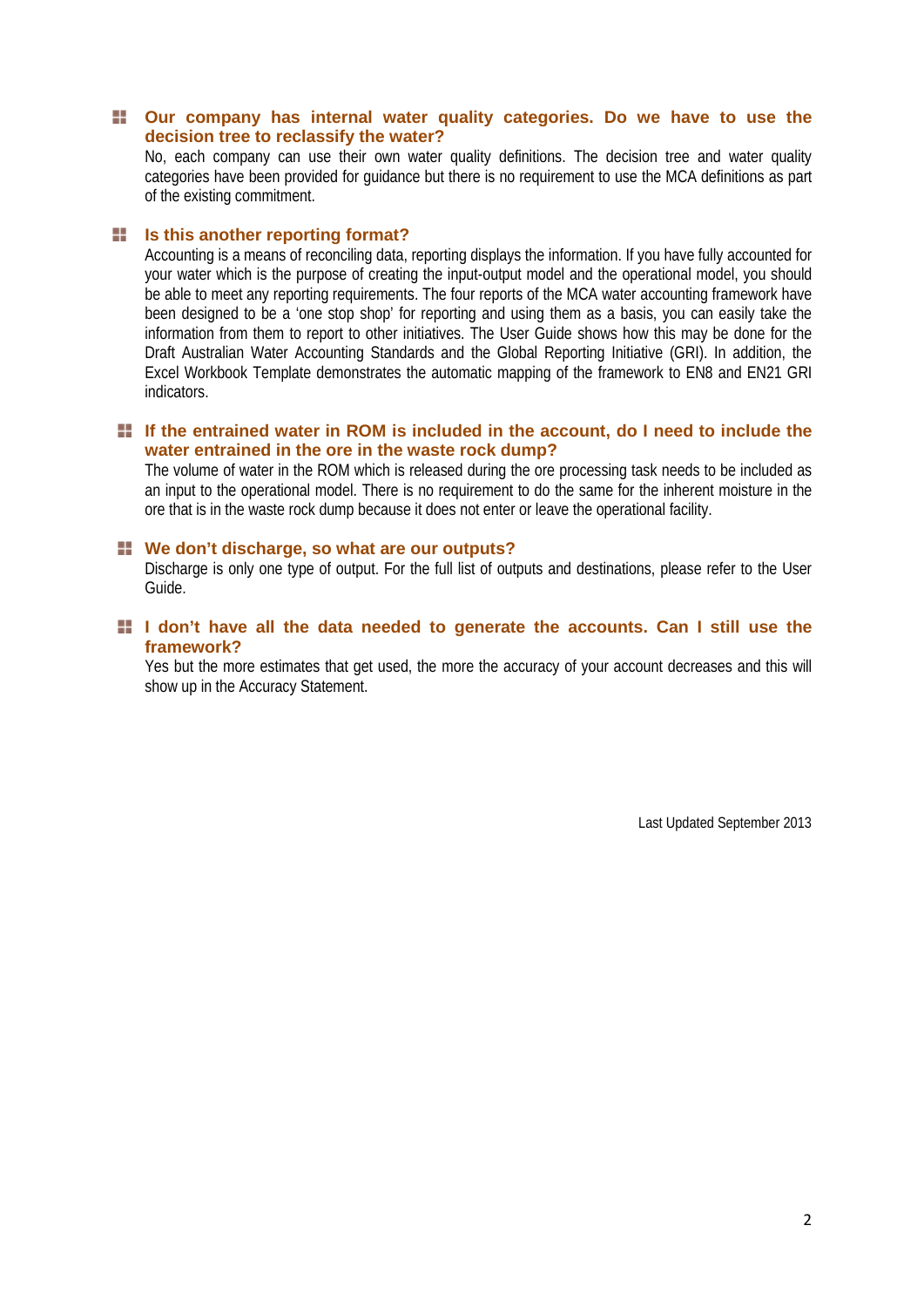### Our company has internal water quality categories. Do we have to use the decision tree to reclassify the water?

No, each company can use their own water quality definitions. The decision tree and water quality categories have been provided for guidance but there is no requirement to use the MCA definitions as part of the existing commitment.

### Is this another reporting format?

Accounting is a means of reconciling data, reporting displays the information. If you have fully accounted for your water which is the purpose of creating the input-output model and the operational model, you should be able to meet any reporting requirements. The four reports of the MCA water accounting framework have been designed to be a 'one stop shop' for reporting and using them as a basis, you can easily take the information from them to report to other initiatives. The User Guide shows how this may be done for the Draft Australian Water Accounting Standards and the Global Reporting Initiative (GRI). In addition, the Excel Workbook Template demonstrates the automatic mapping of the framework to EN8 and EN21 GRI indicators.

### If the entrained water in ROM is included in the account, do I need to include the water entrained in the ore in the waste rock dump?

The volume of water in the ROM which is released during the ore processing task needs to be included as an input to the operational model. There is no requirement to do the same for the inherent moisture in the ore that is in the waste rock dump because it does not enter or leave the operational facility.

### We don't discharge, so what are our outputs?

Discharge is only one type of output. For the full list of outputs and destinations, please refer to the User Guide.

### I don't have all the data needed to generate the accounts. Can I still use the framework?

Yes but the more estimates that get used, the more the accuracy of your account decreases and this will show up in the Accuracy Statement.

Last Updated September 2013